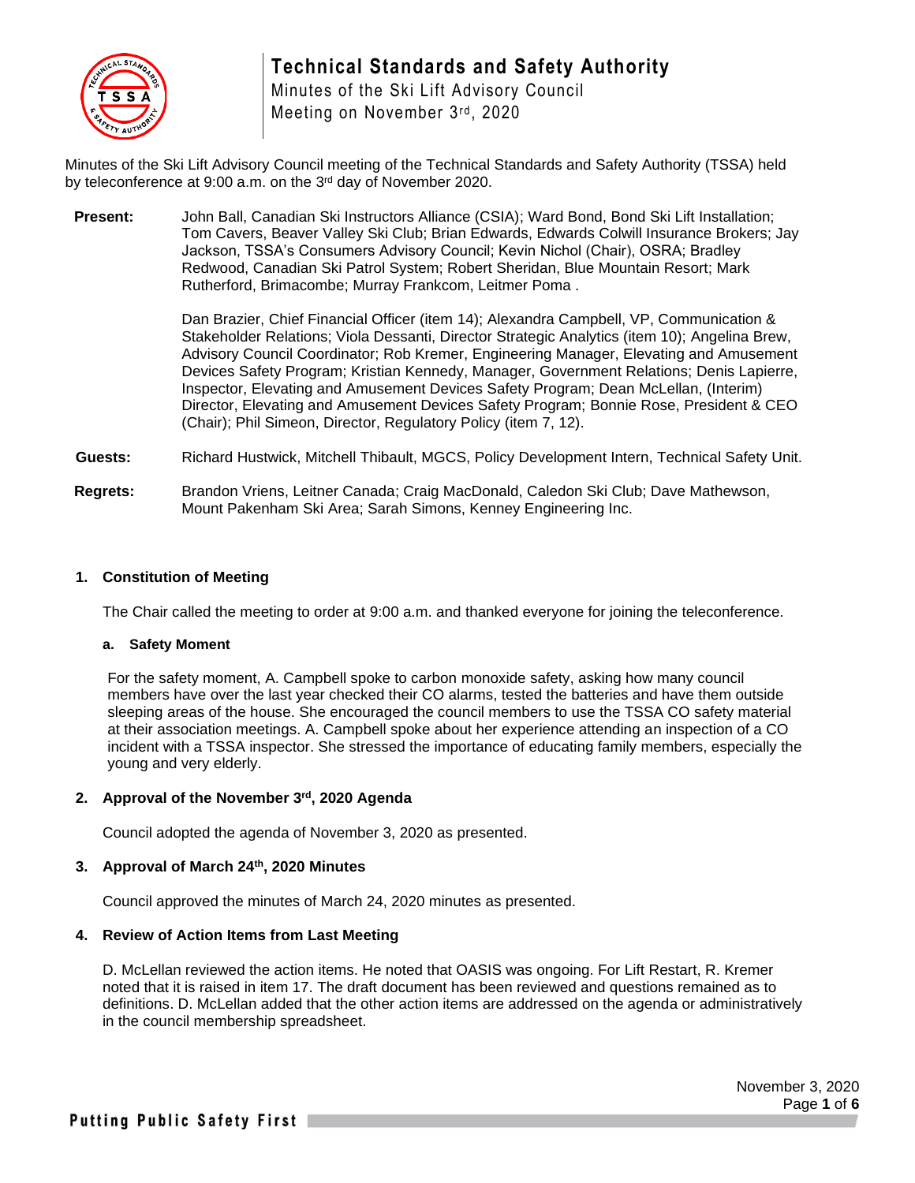# Technical Standards and Safety Authority

Minutes of the Ski Lift Advisory Council

Meeting on November 3rd, 2020

Minutes of the Ski Lift Advisory Council meeting of the Technical Standards and Safety Authority (TSSA) held by teleconference at 9:00 a.m. on the 3rd day of November 2020.

**Present:** John Ball, Canadian Ski Instructors Alliance (CSIA); Ward Bond, Bond Ski Lift Installation; Tom Cavers, Beaver Valley Ski Club; Brian Edwards, Edwards Colwill Insurance Brokers; Jay Jackson, TSSA's Consumers Advisory Council; Kevin Nichol (Chair), OSRA; Bradley Redwood, Canadian Ski Patrol System; Robert Sheridan, Blue Mountain Resort; Mark Rutherford, Brimacombe; Murray Frankcom, Leitmer Poma .

Dan Brazier, Chief Financial Officer (item 14); Alexandra Campbell, VP, Communication & Stakeholder Relations; Viola Dessanti, Director Strategic Analytics (item 10); Angelina Brew, Advisory Council Coordinator; Rob Kremer, Engineering Manager, Elevating and Amusement Devices Safety Program; Kristian Kennedy, Manager, Government Relations; Denis Lapierre, Inspector, Elevating and Amusement Devices Safety Program; Dean McLellan, (Interim) Director, Elevating and Amusement Devices Safety Program; Bonnie Rose, President & CEO (Chair); Phil Simeon, Director, Regulatory Policy (item 7, 12).

**Guests:** Richard Hustwick, Mitchell Thibault, MGCS, Policy Development Intern, Technical Safety Unit.

**Regrets:** Brandon Vriens, Leitner Canada; Craig MacDonald, Caledon Ski Club; Dave Mathewson, Mount Pakenham Ski Area; Sarah Simons, Kenney Engineering Inc.

## 1. Constitution of Meeting

The Chair called the meeting to order at 9:00 a.m. and thanked everyone for joining the teleconference.

### a. Safety Moment

For the safety moment, A. Campbell spoke to carbon monoxide safety, asking how many council members have over the last year checked their CO alarms, tested the batteries and have them outside sleeping areas of the house. She encouraged the council members to use the TSSA CO safety material at their association meetings. A. Campbell spoke about her experience attending an inspection of a CO incident with a TSSA inspector. She stressed the importance of educating family members, especially the young and very elderly.

## 2. Approval of the November 3rd, 2020 Agenda

Council adopted the agenda of November 3, 2020 as presented.

## 3. Approval of March 24th, 2020 Minutes

Council approved the minutes of March 24, 2020 minutes as presented.

## 4. Review of Action Items from Last Meeting

D. McLellan reviewed the action items. He noted that OASIS was ongoing. For Lift Restart, R. Kremer noted that it is raised in item 17. The draft document has been reviewed and questions remained as to definitions. D. McLellan added that the other action items are addressed on the agenda or administratively in the council membership spreadsheet.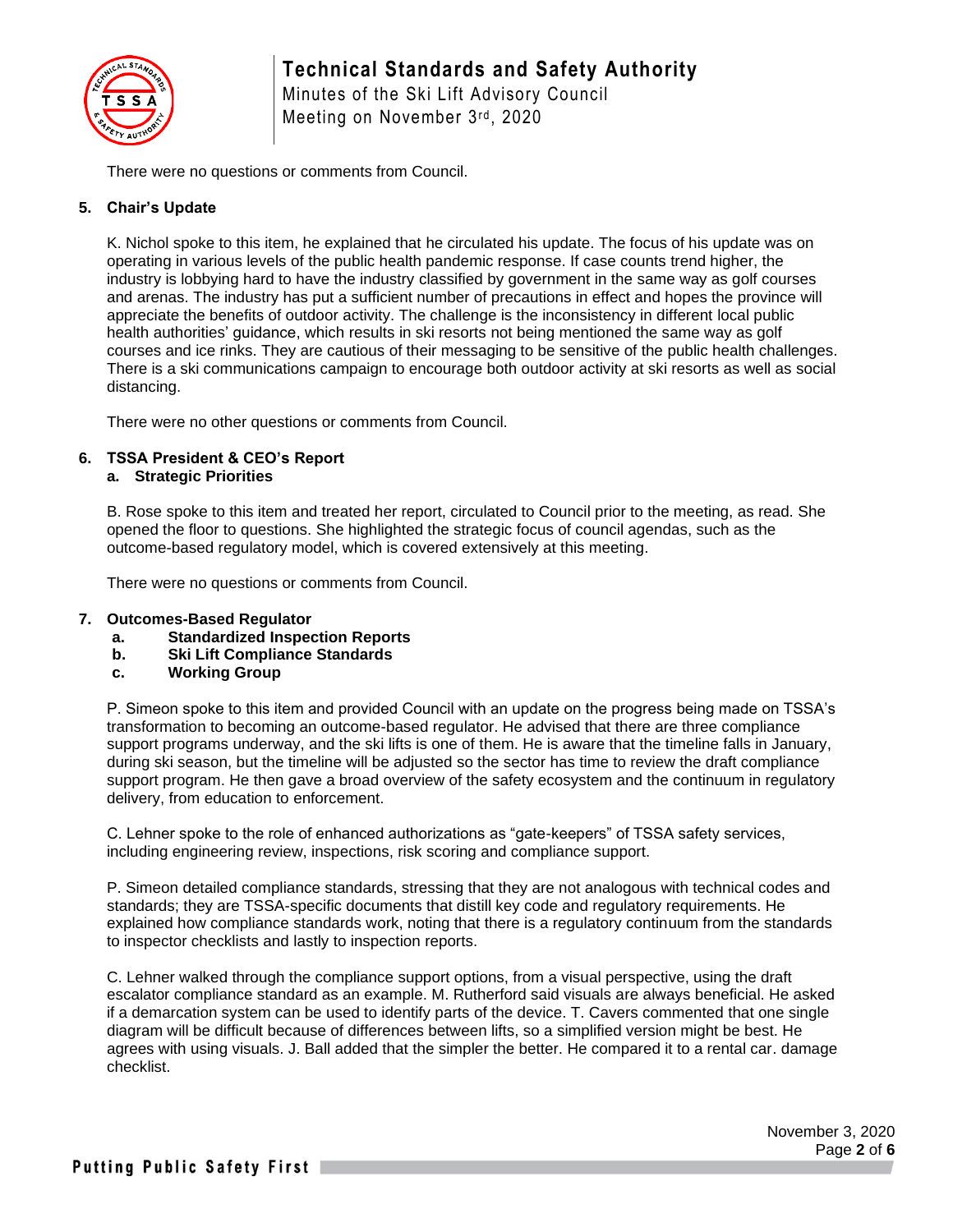There were no questions or comments from Council.

### 5. Chair's Update

K. Nichol spoke to this item, he explained that he circulated his update. The focus of his update was on operating in various levels of the public health pandemic response. If case counts trend higher, the industry is lobbying hard to have the industry classified by government in the same way as golf courses and arenas. The industry has put a sufficient number of precautions in effect and hopes the province will appreciate the benefits of outdoor activity. The challenge is the inconsistency in different local public health authorities' guidance, which results in ski resorts not being mentioned the same way as golf courses and ice rinks. They are cautious of their messaging to be sensitive of the public health challenges. There is a ski communications campaign to encourage both outdoor activity at ski resorts as well as social distancing.

There were no other questions or comments from Council.

### 6. TSSA President & CEO's Report

**a. Strategic Priorities**

B. Rose spoke to this item and treated her report, circulated to Council prior to the meeting, as read. She opened the floor to questions. She highlighted the strategic focus of council agendas, such as the outcome-based regulatory model, which is covered extensively at this meeting.

There were no questions or comments from Council.

### 7. Outcomes-Based Regulator

**a. Standardized Inspection Reports**
**b. Ski Lift Compliance Standards**
**c. Working Group**

P. Simeon spoke to this item and provided Council with an update on the progress being made on TSSA's transformation to becoming an outcome-based regulator. He advised that there are three compliance support programs underway, and the ski lifts is one of them. He is aware that the timeline falls in January, during ski season, but the timeline will be adjusted so the sector has time to review the draft compliance support program. He then gave a broad overview of the safety ecosystem and the continuum in regulatory delivery, from education to enforcement.

C. Lehner spoke to the role of enhanced authorizations as "gate-keepers" of TSSA safety services, including engineering review, inspections, risk scoring and compliance support.

P. Simeon detailed compliance standards, stressing that they are not analogous with technical codes and standards; they are TSSA-specific documents that distill key code and regulatory requirements. He explained how compliance standards work, noting that there is a regulatory continuum from the standards to inspector checklists and lastly to inspection reports.

C. Lehner walked through the compliance support options, from a visual perspective, using the draft escalator compliance standard as an example. M. Rutherford said visuals are always beneficial. He asked if a demarcation system can be used to identify parts of the device. T. Cavers commented that one single diagram will be difficult because of differences between lifts, so a simplified version might be best. He agrees with using visuals. J. Ball added that the simpler the better. He compared it to a rental car. damage checklist.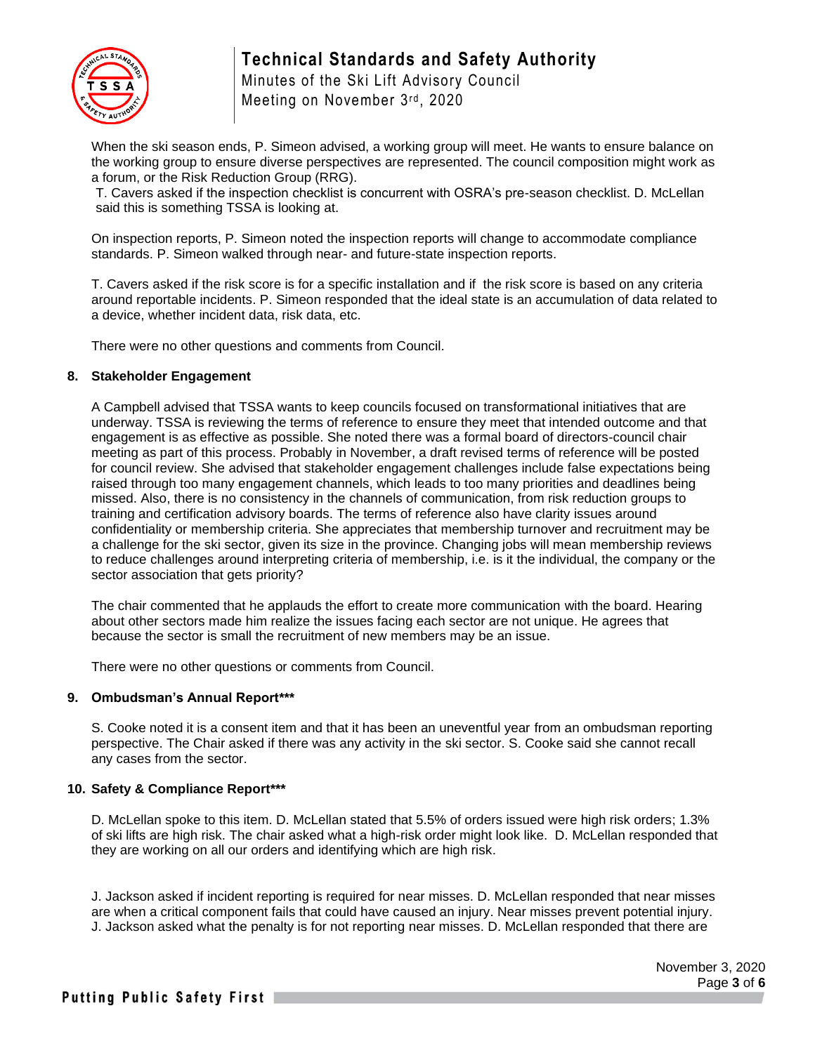When the ski season ends, P. Simeon advised, a working group will meet. He wants to ensure balance on the working group to ensure diverse perspectives are represented. The council composition might work as a forum, or the Risk Reduction Group (RRG).

T. Cavers asked if the inspection checklist is concurrent with OSRA's pre-season checklist. D. McLellan said this is something TSSA is looking at.

On inspection reports, P. Simeon noted the inspection reports will change to accommodate compliance standards. P. Simeon walked through near- and future-state inspection reports.

T. Cavers asked if the risk score is for a specific installation and if the risk score is based on any criteria around reportable incidents. P. Simeon responded that the ideal state is an accumulation of data related to a device, whether incident data, risk data, etc.

There were no other questions and comments from Council.

**8. Stakeholder Engagement**

A Campbell advised that TSSA wants to keep councils focused on transformational initiatives that are underway. TSSA is reviewing the terms of reference to ensure they meet that intended outcome and that engagement is as effective as possible. She noted there was a formal board of directors-council chair meeting as part of this process. Probably in November, a draft revised terms of reference will be posted for council review. She advised that stakeholder engagement challenges include false expectations being raised through too many engagement channels, which leads to too many priorities and deadlines being missed. Also, there is no consistency in the channels of communication, from risk reduction groups to training and certification advisory boards. The terms of reference also have clarity issues around confidentiality or membership criteria. She appreciates that membership turnover and recruitment may be a challenge for the ski sector, given its size in the province. Changing jobs will mean membership reviews to reduce challenges around interpreting criteria of membership, i.e. is it the individual, the company or the sector association that gets priority?

The chair commented that he applauds the effort to create more communication with the board. Hearing about other sectors made him realize the issues facing each sector are not unique. He agrees that because the sector is small the recruitment of new members may be an issue.

There were no other questions or comments from Council.

**9. Ombudsman's Annual Report*****

S. Cooke noted it is a consent item and that it has been an uneventful year from an ombudsman reporting perspective. The Chair asked if there was any activity in the ski sector. S. Cooke said she cannot recall any cases from the sector.

**10. Safety & Compliance Report*****

D. McLellan spoke to this item. D. McLellan stated that 5.5% of orders issued were high risk orders; 1.3% of ski lifts are high risk. The chair asked what a high-risk order might look like. D. McLellan responded that they are working on all our orders and identifying which are high risk.

J. Jackson asked if incident reporting is required for near misses. D. McLellan responded that near misses are when a critical component fails that could have caused an injury. Near misses prevent potential injury. J. Jackson asked what the penalty is for not reporting near misses. D. McLellan responded that there are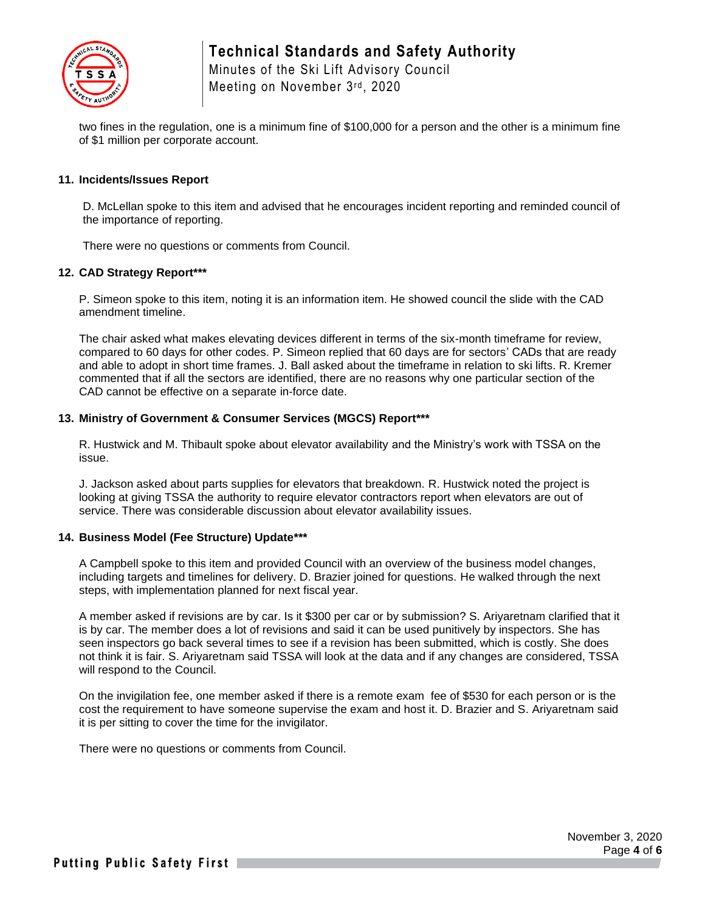two fines in the regulation, one is a minimum fine of $100,000 for a person and the other is a minimum fine of $1 million per corporate account.

### 11. Incidents/Issues Report

D. McLellan spoke to this item and advised that he encourages incident reporting and reminded council of the importance of reporting.

There were no questions or comments from Council.

### 12. CAD Strategy Report***

P. Simeon spoke to this item, noting it is an information item. He showed council the slide with the CAD amendment timeline.

The chair asked what makes elevating devices different in terms of the six-month timeframe for review, compared to 60 days for other codes. P. Simeon replied that 60 days are for sectors' CADs that are ready and able to adopt in short time frames. J. Ball asked about the timeframe in relation to ski lifts. R. Kremer commented that if all the sectors are identified, there are no reasons why one particular section of the CAD cannot be effective on a separate in-force date.

### 13. Ministry of Government & Consumer Services (MGCS) Report***

R. Hustwick and M. Thibault spoke about elevator availability and the Ministry's work with TSSA on the issue.

J. Jackson asked about parts supplies for elevators that breakdown. R. Hustwick noted the project is looking at giving TSSA the authority to require elevator contractors report when elevators are out of service. There was considerable discussion about elevator availability issues.

### 14. Business Model (Fee Structure) Update***

A Campbell spoke to this item and provided Council with an overview of the business model changes, including targets and timelines for delivery. D. Brazier joined for questions. He walked through the next steps, with implementation planned for next fiscal year.

A member asked if revisions are by car. Is it $300 per car or by submission? S. Ariyaretnam clarified that it is by car. The member does a lot of revisions and said it can be used punitively by inspectors. She has seen inspectors go back several times to see if a revision has been submitted, which is costly. She does not think it is fair. S. Ariyaretnam said TSSA will look at the data and if any changes are considered, TSSA will respond to the Council.

On the invigilation fee, one member asked if there is a remote exam fee of $530 for each person or is the cost the requirement to have someone supervise the exam and host it. D. Brazier and S. Ariyaretnam said it is per sitting to cover the time for the invigilator.

There were no questions or comments from Council.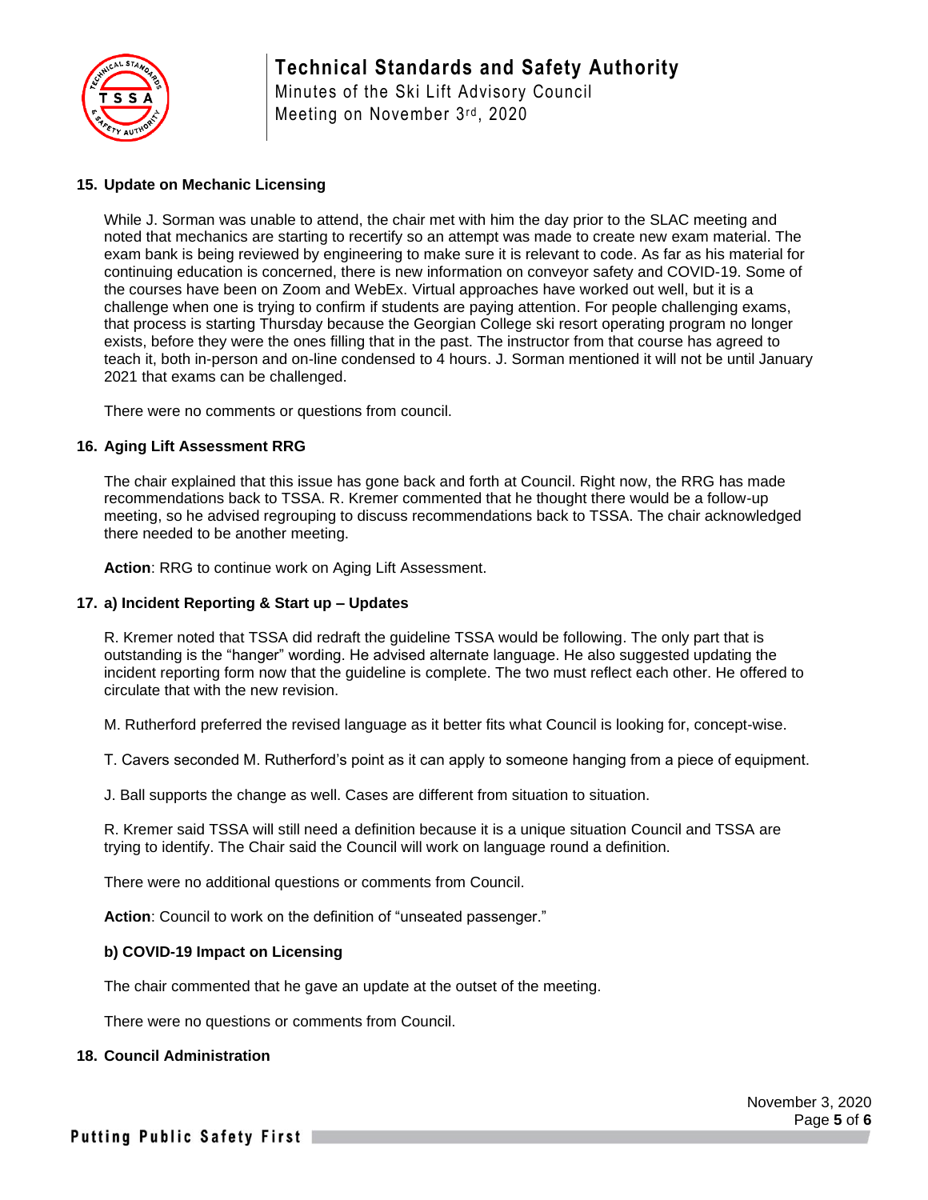**15. Update on Mechanic Licensing**

While J. Sorman was unable to attend, the chair met with him the day prior to the SLAC meeting and noted that mechanics are starting to recertify so an attempt was made to create new exam material. The exam bank is being reviewed by engineering to make sure it is relevant to code. As far as his material for continuing education is concerned, there is new information on conveyor safety and COVID-19. Some of the courses have been on Zoom and WebEx. Virtual approaches have worked out well, but it is a challenge when one is trying to confirm if students are paying attention. For people challenging exams, that process is starting Thursday because the Georgian College ski resort operating program no longer exists, before they were the ones filling that in the past. The instructor from that course has agreed to teach it, both in-person and on-line condensed to 4 hours. J. Sorman mentioned it will not be until January 2021 that exams can be challenged.

There were no comments or questions from council.

**16. Aging Lift Assessment RRG**

The chair explained that this issue has gone back and forth at Council. Right now, the RRG has made recommendations back to TSSA. R. Kremer commented that he thought there would be a follow-up meeting, so he advised regrouping to discuss recommendations back to TSSA. The chair acknowledged there needed to be another meeting.

**Action**: RRG to continue work on Aging Lift Assessment.

**17. a) Incident Reporting & Start up – Updates**

R. Kremer noted that TSSA did redraft the guideline TSSA would be following. The only part that is outstanding is the "hanger" wording. He advised alternate language. He also suggested updating the incident reporting form now that the guideline is complete. The two must reflect each other. He offered to circulate that with the new revision.

M. Rutherford preferred the revised language as it better fits what Council is looking for, concept-wise.

T. Cavers seconded M. Rutherford's point as it can apply to someone hanging from a piece of equipment.

J. Ball supports the change as well. Cases are different from situation to situation.

R. Kremer said TSSA will still need a definition because it is a unique situation Council and TSSA are trying to identify. The Chair said the Council will work on language round a definition.

There were no additional questions or comments from Council.

**Action**: Council to work on the definition of "unseated passenger."

**b) COVID-19 Impact on Licensing**

The chair commented that he gave an update at the outset of the meeting.

There were no questions or comments from Council.

**18. Council Administration**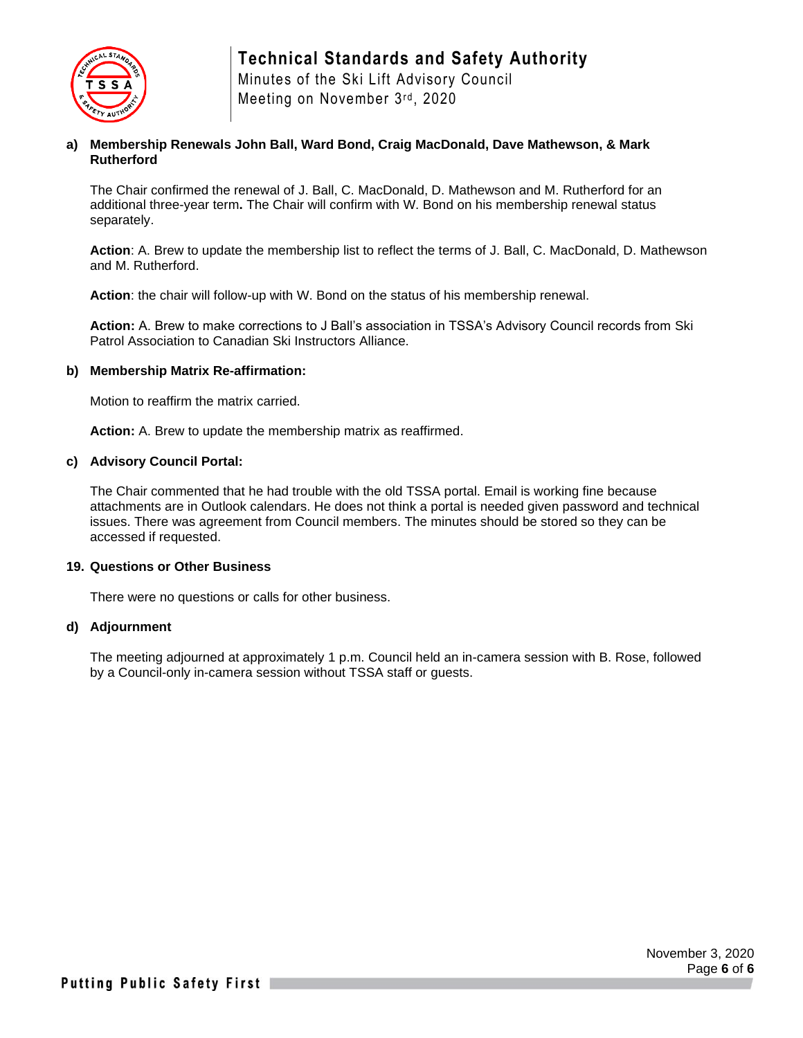**a) Membership Renewals John Ball, Ward Bond, Craig MacDonald, Dave Mathewson, & Mark Rutherford**

The Chair confirmed the renewal of J. Ball, C. MacDonald, D. Mathewson and M. Rutherford for an additional three-year term**.** The Chair will confirm with W. Bond on his membership renewal status separately.

**Action**: A. Brew to update the membership list to reflect the terms of J. Ball, C. MacDonald, D. Mathewson and M. Rutherford.

**Action**: the chair will follow-up with W. Bond on the status of his membership renewal.

**Action:** A. Brew to make corrections to J Ball's association in TSSA's Advisory Council records from Ski Patrol Association to Canadian Ski Instructors Alliance.

**b) Membership Matrix Re-affirmation:**

Motion to reaffirm the matrix carried.

**Action:** A. Brew to update the membership matrix as reaffirmed.

**c) Advisory Council Portal:**

The Chair commented that he had trouble with the old TSSA portal. Email is working fine because attachments are in Outlook calendars. He does not think a portal is needed given password and technical issues. There was agreement from Council members. The minutes should be stored so they can be accessed if requested.

**19. Questions or Other Business**

There were no questions or calls for other business.

**d) Adjournment**

The meeting adjourned at approximately 1 p.m. Council held an in-camera session with B. Rose, followed by a Council-only in-camera session without TSSA staff or guests.